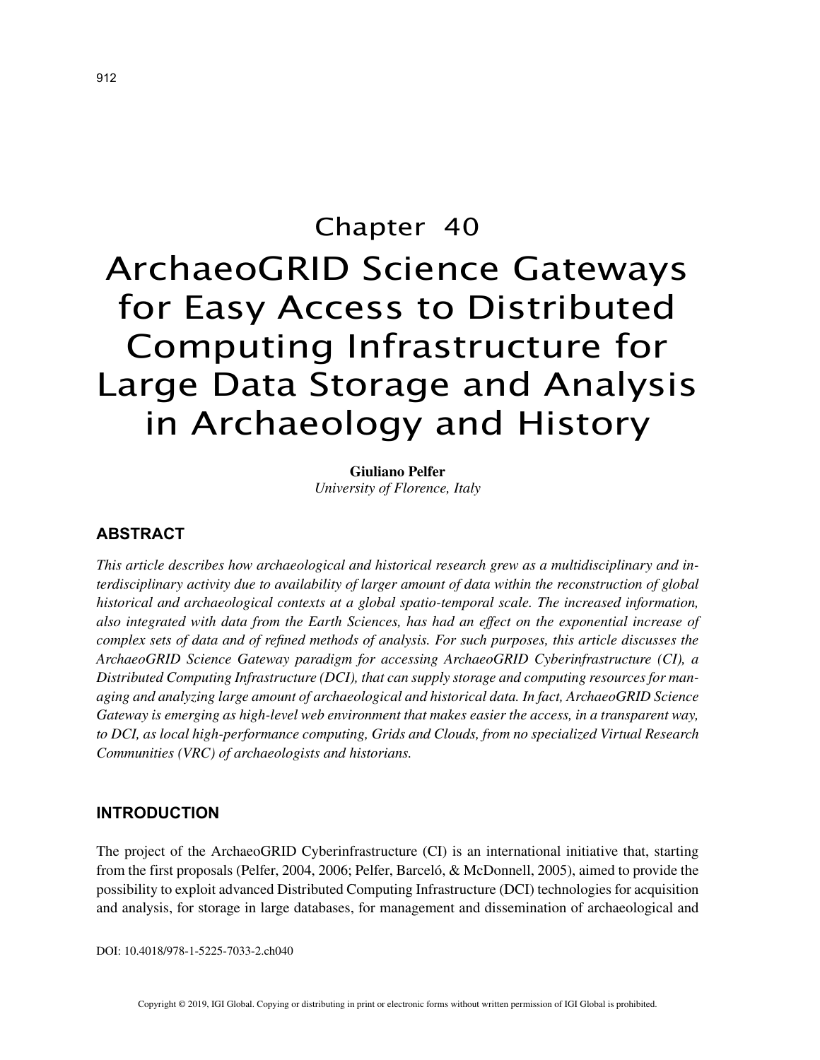# Chapter 40

# ArchaeoGRID Science Gateways for Easy Access to Distributed Computing Infrastructure for Large Data Storage and Analysis in Archaeology and History

**Giuliano Pelfer**
*University of Florence, Italy*

## ABSTRACT

*This article describes how archaeological and historical research grew as a multidisciplinary and interdisciplinary activity due to availability of larger amount of data within the reconstruction of global historical and archaeological contexts at a global spatio-temporal scale. The increased information, also integrated with data from the Earth Sciences, has had an effect on the exponential increase of complex sets of data and of refined methods of analysis. For such purposes, this article discusses the ArchaeoGRID Science Gateway paradigm for accessing ArchaeoGRID Cyberinfrastructure (CI), a Distributed Computing Infrastructure (DCI), that can supply storage and computing resources for managing and analyzing large amount of archaeological and historical data. In fact, ArchaeoGRID Science Gateway is emerging as high-level web environment that makes easier the access, in a transparent way, to DCI, as local high-performance computing, Grids and Clouds, from no specialized Virtual Research Communities (VRC) of archaeologists and historians.*

## INTRODUCTION

The project of the ArchaeoGRID Cyberinfrastructure (CI) is an international initiative that, starting from the first proposals (Pelfer, 2004, 2006; Pelfer, Barceló, & McDonnell, 2005), aimed to provide the possibility to exploit advanced Distributed Computing Infrastructure (DCI) technologies for acquisition and analysis, for storage in large databases, for management and dissemination of archaeological and

DOI: 10.4018/978-1-5225-7033-2.ch040

Copyright © 2019, IGI Global. Copying or distributing in print or electronic forms without written permission of IGI Global is prohibited.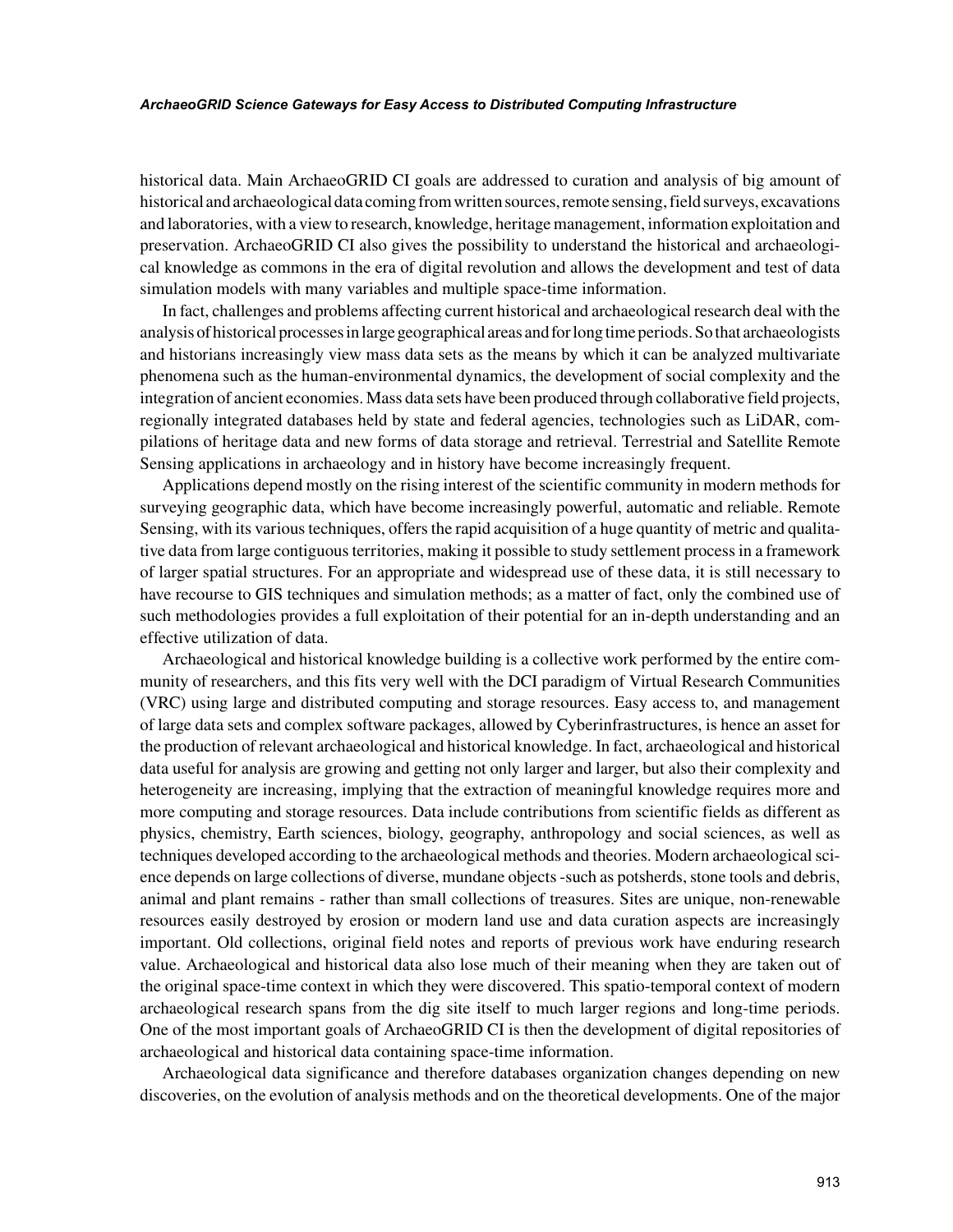historical data. Main ArchaeoGRID CI goals are addressed to curation and analysis of big amount of historical and archaeological data coming from written sources, remote sensing, field surveys, excavations and laboratories, with a view to research, knowledge, heritage management, information exploitation and preservation. ArchaeoGRID CI also gives the possibility to understand the historical and archaeological knowledge as commons in the era of digital revolution and allows the development and test of data simulation models with many variables and multiple space-time information.

In fact, challenges and problems affecting current historical and archaeological research deal with the analysis of historical processes in large geographical areas and for long time periods. So that archaeologists and historians increasingly view mass data sets as the means by which it can be analyzed multivariate phenomena such as the human-environmental dynamics, the development of social complexity and the integration of ancient economies. Mass data sets have been produced through collaborative field projects, regionally integrated databases held by state and federal agencies, technologies such as LiDAR, compilations of heritage data and new forms of data storage and retrieval. Terrestrial and Satellite Remote Sensing applications in archaeology and in history have become increasingly frequent.

Applications depend mostly on the rising interest of the scientific community in modern methods for surveying geographic data, which have become increasingly powerful, automatic and reliable. Remote Sensing, with its various techniques, offers the rapid acquisition of a huge quantity of metric and qualitative data from large contiguous territories, making it possible to study settlement process in a framework of larger spatial structures. For an appropriate and widespread use of these data, it is still necessary to have recourse to GIS techniques and simulation methods; as a matter of fact, only the combined use of such methodologies provides a full exploitation of their potential for an in-depth understanding and an effective utilization of data.

Archaeological and historical knowledge building is a collective work performed by the entire community of researchers, and this fits very well with the DCI paradigm of Virtual Research Communities (VRC) using large and distributed computing and storage resources. Easy access to, and management of large data sets and complex software packages, allowed by Cyberinfrastructures, is hence an asset for the production of relevant archaeological and historical knowledge. In fact, archaeological and historical data useful for analysis are growing and getting not only larger and larger, but also their complexity and heterogeneity are increasing, implying that the extraction of meaningful knowledge requires more and more computing and storage resources. Data include contributions from scientific fields as different as physics, chemistry, Earth sciences, biology, geography, anthropology and social sciences, as well as techniques developed according to the archaeological methods and theories. Modern archaeological science depends on large collections of diverse, mundane objects -such as potsherds, stone tools and debris, animal and plant remains - rather than small collections of treasures. Sites are unique, non-renewable resources easily destroyed by erosion or modern land use and data curation aspects are increasingly important. Old collections, original field notes and reports of previous work have enduring research value. Archaeological and historical data also lose much of their meaning when they are taken out of the original space-time context in which they were discovered. This spatio-temporal context of modern archaeological research spans from the dig site itself to much larger regions and long-time periods. One of the most important goals of ArchaeoGRID CI is then the development of digital repositories of archaeological and historical data containing space-time information.

Archaeological data significance and therefore databases organization changes depending on new discoveries, on the evolution of analysis methods and on the theoretical developments. One of the major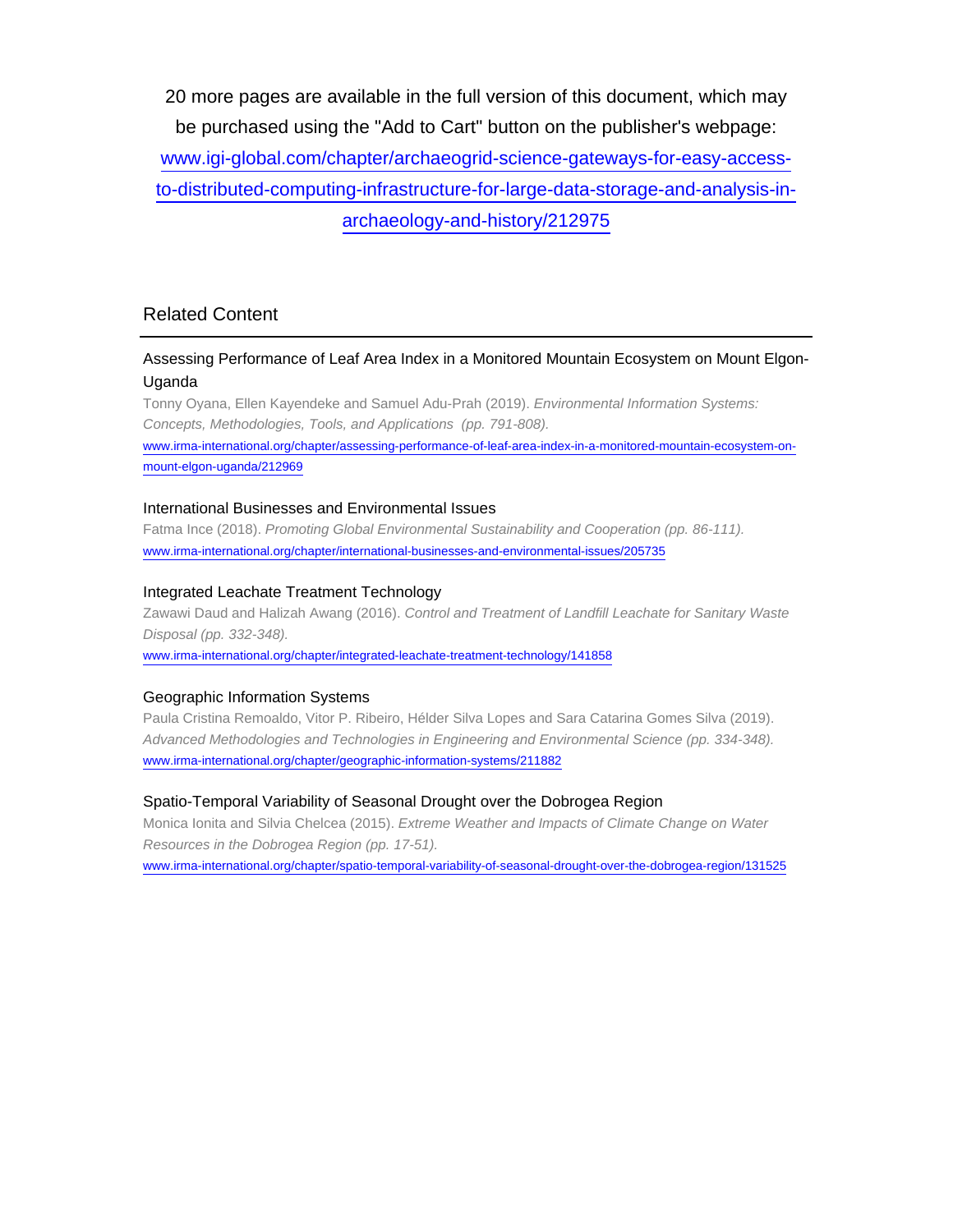20 more pages are available in the full version of this document, which may be purchased using the "Add to Cart" button on the publisher's webpage: [www.igi-global.com/chapter/archaeogrid-science-gateways-for-easy-access-to-distributed-computing-infrastructure-for-large-data-storage-and-analysis-in-archaeology-and-history/212975](www.igi-global.com/chapter/archaeogrid-science-gateways-for-easy-access-to-distributed-computing-infrastructure-for-large-data-storage-and-analysis-in-archaeology-and-history/212975)

## Related Content

Assessing Performance of Leaf Area Index in a Monitored Mountain Ecosystem on Mount Elgon-Uganda
Tonny Oyana, Ellen Kayendeke and Samuel Adu-Prah (2019). *Environmental Information Systems: Concepts, Methodologies, Tools, and Applications (pp. 791-808).*
[www.irma-international.org/chapter/assessing-performance-of-leaf-area-index-in-a-monitored-mountain-ecosystem-on-mount-elgon-uganda/212969](www.irma-international.org/chapter/assessing-performance-of-leaf-area-index-in-a-monitored-mountain-ecosystem-on-mount-elgon-uganda/212969)

International Businesses and Environmental Issues
Fatma Ince (2018). *Promoting Global Environmental Sustainability and Cooperation (pp. 86-111).*
[www.irma-international.org/chapter/international-businesses-and-environmental-issues/205735](www.irma-international.org/chapter/international-businesses-and-environmental-issues/205735)

Integrated Leachate Treatment Technology
Zawawi Daud and Halizah Awang (2016). *Control and Treatment of Landfill Leachate for Sanitary Waste Disposal (pp. 332-348).*
[www.irma-international.org/chapter/integrated-leachate-treatment-technology/141858](www.irma-international.org/chapter/integrated-leachate-treatment-technology/141858)

Geographic Information Systems
Paula Cristina Remoaldo, Vitor P. Ribeiro, Hélder Silva Lopes and Sara Catarina Gomes Silva (2019). *Advanced Methodologies and Technologies in Engineering and Environmental Science (pp. 334-348).*
[www.irma-international.org/chapter/geographic-information-systems/211882](www.irma-international.org/chapter/geographic-information-systems/211882)

Spatio-Temporal Variability of Seasonal Drought over the Dobrogea Region
Monica Ionita and Silvia Chelcea (2015). *Extreme Weather and Impacts of Climate Change on Water Resources in the Dobrogea Region (pp. 17-51).*
[www.irma-international.org/chapter/spatio-temporal-variability-of-seasonal-drought-over-the-dobrogea-region/131525](www.irma-international.org/chapter/spatio-temporal-variability-of-seasonal-drought-over-the-dobrogea-region/131525)